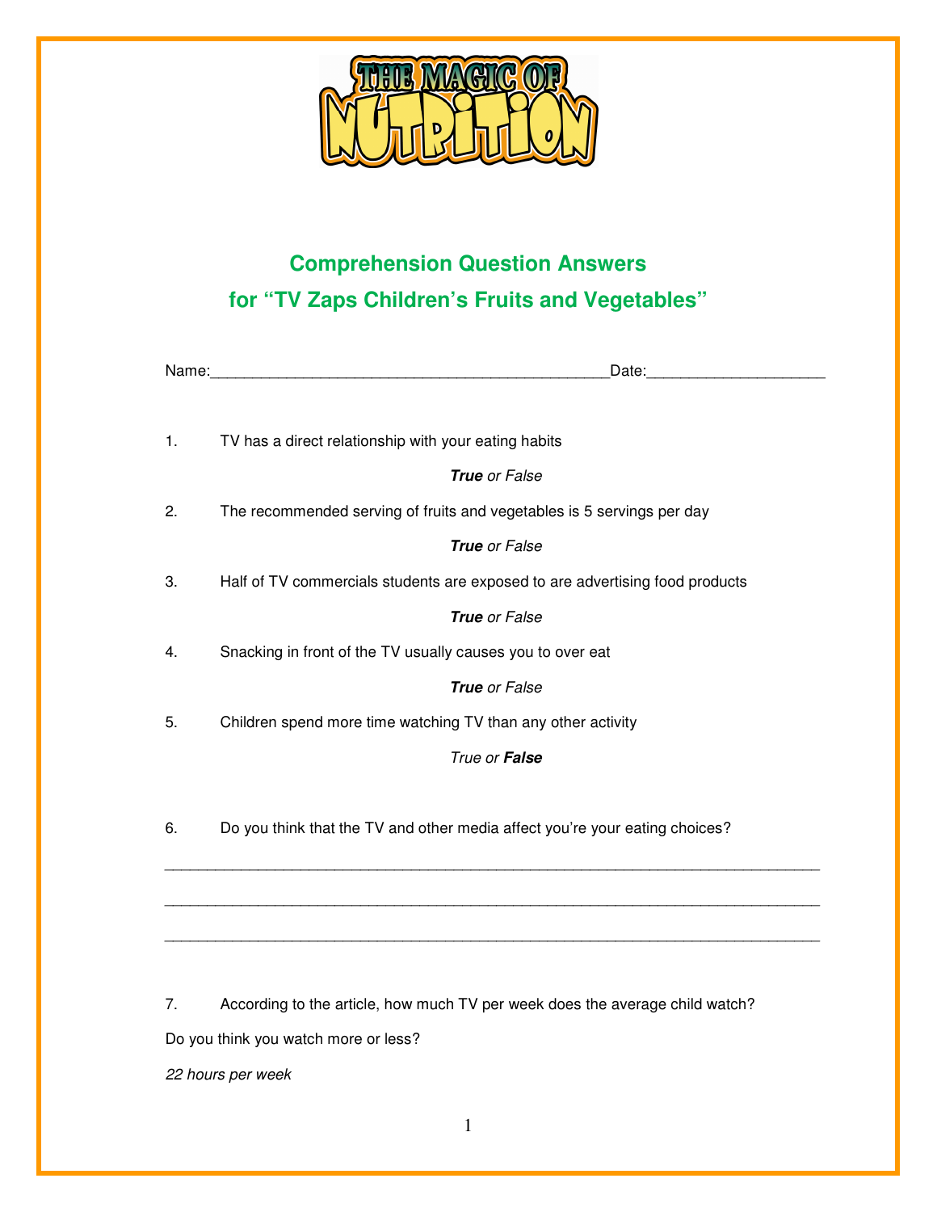# THE MAGIC OF NUTRITION

## Comprehension Question Answers
## for "TV Zaps Children's Fruits and Vegetables"

Name:_____________________________________________Date:____________________

1. TV has a direct relationship with your eating habits

   ***True*** *or False*

2. The recommended serving of fruits and vegetables is 5 servings per day

   ***True*** *or False*

3. Half of TV commercials students are exposed to are advertising food products

   ***True*** *or False*

4. Snacking in front of the TV usually causes you to over eat

   ***True*** *or False*

5. Children spend more time watching TV than any other activity

   *True or* ***False***

6. Do you think that the TV and other media affect you're your eating choices?

___________________________________________________________________________

___________________________________________________________________________

___________________________________________________________________________

7. According to the article, how much TV per week does the average child watch?

Do you think you watch more or less?

*22 hours per week*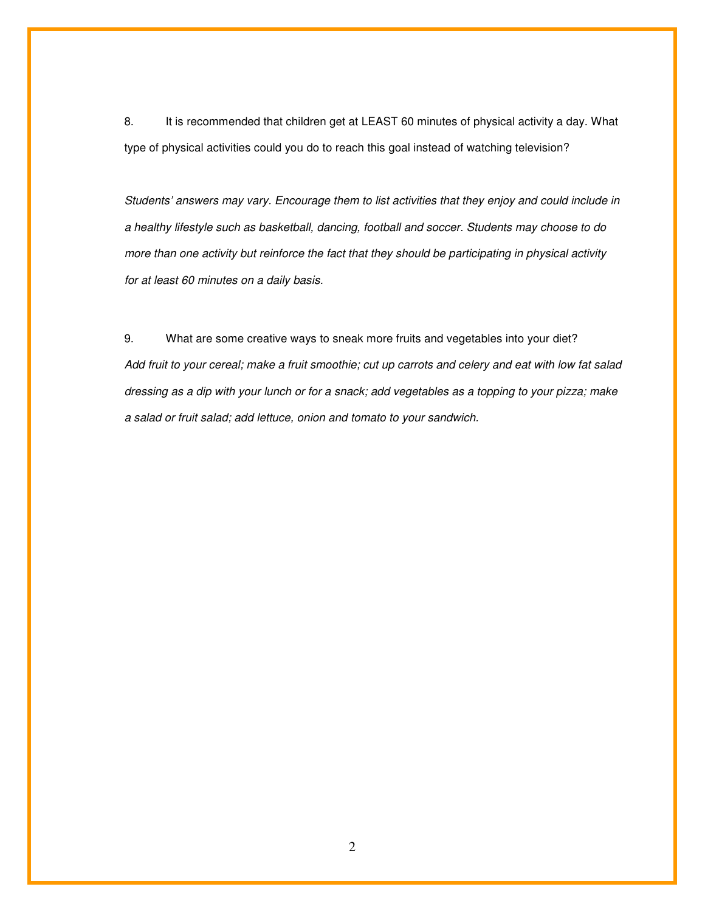8. It is recommended that children get at LEAST 60 minutes of physical activity a day. What type of physical activities could you do to reach this goal instead of watching television?

*Students' answers may vary. Encourage them to list activities that they enjoy and could include in a healthy lifestyle such as basketball, dancing, football and soccer. Students may choose to do more than one activity but reinforce the fact that they should be participating in physical activity for at least 60 minutes on a daily basis.*

9. What are some creative ways to sneak more fruits and vegetables into your diet?

*Add fruit to your cereal; make a fruit smoothie; cut up carrots and celery and eat with low fat salad dressing as a dip with your lunch or for a snack; add vegetables as a topping to your pizza; make a salad or fruit salad; add lettuce, onion and tomato to your sandwich.*